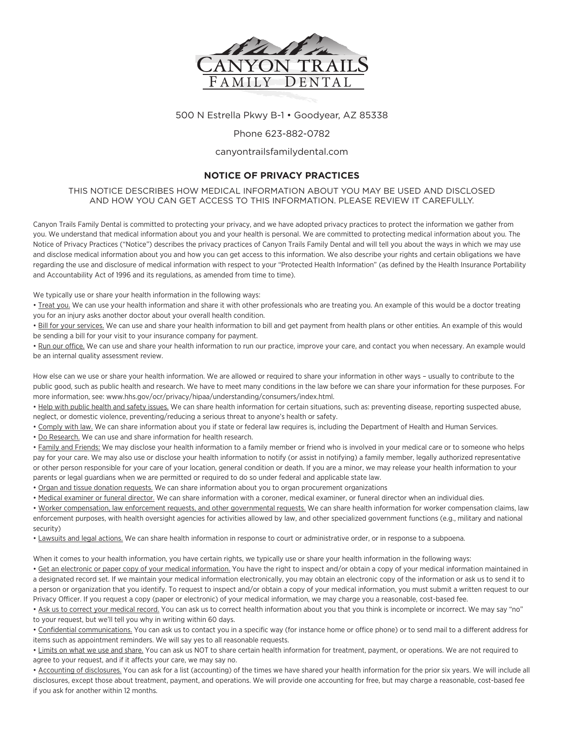# Canyon Trails Family Dental

500 N Estrella Pkwy B-1 • Goodyear, AZ 85338

Phone 623-882-0782

canyontrailsfamilydental.com

## NOTICE OF PRIVACY PRACTICES

THIS NOTICE DESCRIBES HOW MEDICAL INFORMATION ABOUT YOU MAY BE USED AND DISCLOSED AND HOW YOU CAN GET ACCESS TO THIS INFORMATION. PLEASE REVIEW IT CAREFULLY.

Canyon Trails Family Dental is committed to protecting your privacy, and we have adopted privacy practices to protect the information we gather from you. We understand that medical information about you and your health is personal. We are committed to protecting medical information about you. The Notice of Privacy Practices ("Notice") describes the privacy practices of Canyon Trails Family Dental and will tell you about the ways in which we may use and disclose medical information about you and how you can get access to this information. We also describe your rights and certain obligations we have regarding the use and disclosure of medical information with respect to your "Protected Health Information" (as defined by the Health Insurance Portability and Accountability Act of 1996 and its regulations, as amended from time to time).

We typically use or share your health information in the following ways:

- Treat you. We can use your health information and share it with other professionals who are treating you. An example of this would be a doctor treating you for an injury asks another doctor about your overall health condition.
- Bill for your services. We can use and share your health information to bill and get payment from health plans or other entities. An example of this would be sending a bill for your visit to your insurance company for payment.
- Run our office. We can use and share your health information to run our practice, improve your care, and contact you when necessary. An example would be an internal quality assessment review.

How else can we use or share your health information. We are allowed or required to share your information in other ways – usually to contribute to the public good, such as public health and research. We have to meet many conditions in the law before we can share your information for these purposes. For more information, see: www.hhs.gov/ocr/privacy/hipaa/understanding/consumers/index.html.

- Help with public health and safety issues. We can share health information for certain situations, such as: preventing disease, reporting suspected abuse, neglect, or domestic violence, preventing/reducing a serious threat to anyone's health or safety.
- Comply with law. We can share information about you if state or federal law requires is, including the Department of Health and Human Services.
- Do Research. We can use and share information for health research.
- Family and Friends: We may disclose your health information to a family member or friend who is involved in your medical care or to someone who helps pay for your care. We may also use or disclose your health information to notify (or assist in notifying) a family member, legally authorized representative or other person responsible for your care of your location, general condition or death. If you are a minor, we may release your health information to your parents or legal guardians when we are permitted or required to do so under federal and applicable state law.
- Organ and tissue donation requests. We can share information about you to organ procurement organizations
- Medical examiner or funeral director. We can share information with a coroner, medical examiner, or funeral director when an individual dies.
- Worker compensation, law enforcement requests, and other governmental requests. We can share health information for worker compensation claims, law enforcement purposes, with health oversight agencies for activities allowed by law, and other specialized government functions (e.g., military and national security)
- Lawsuits and legal actions. We can share health information in response to court or administrative order, or in response to a subpoena.

When it comes to your health information, you have certain rights, we typically use or share your health information in the following ways:

- Get an electronic or paper copy of your medical information. You have the right to inspect and/or obtain a copy of your medical information maintained in a designated record set. If we maintain your medical information electronically, you may obtain an electronic copy of the information or ask us to send it to a person or organization that you identify. To request to inspect and/or obtain a copy of your medical information, you must submit a written request to our Privacy Officer. If you request a copy (paper or electronic) of your medical information, we may charge you a reasonable, cost-based fee.
- Ask us to correct your medical record. You can ask us to correct health information about you that you think is incomplete or incorrect. We may say "no" to your request, but we'll tell you why in writing within 60 days.
- Confidential communications. You can ask us to contact you in a specific way (for instance home or office phone) or to send mail to a different address for items such as appointment reminders. We will say yes to all reasonable requests.
- Limits on what we use and share. You can ask us NOT to share certain health information for treatment, payment, or operations. We are not required to agree to your request, and if it affects your care, we may say no.
- Accounting of disclosures. You can ask for a list (accounting) of the times we have shared your health information for the prior six years. We will include all disclosures, except those about treatment, payment, and operations. We will provide one accounting for free, but may charge a reasonable, cost-based fee if you ask for another within 12 months.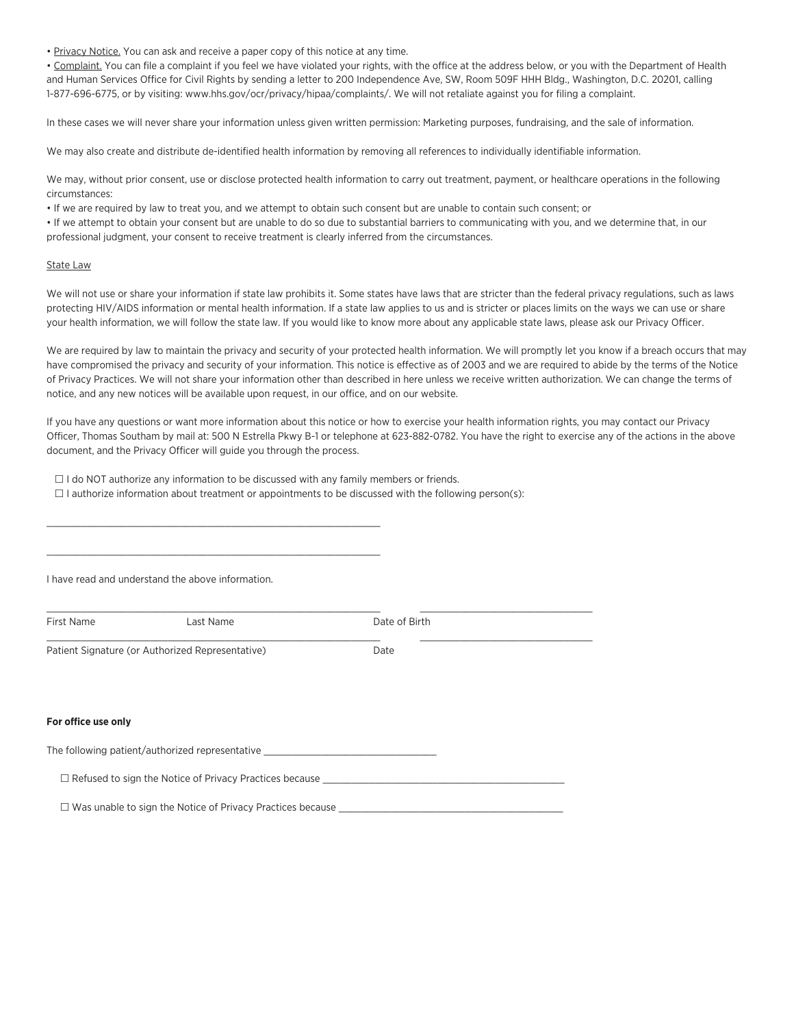• Privacy Notice. You can ask and receive a paper copy of this notice at any time.
• Complaint. You can file a complaint if you feel we have violated your rights, with the office at the address below, or you with the Department of Health and Human Services Office for Civil Rights by sending a letter to 200 Independence Ave, SW, Room 509F HHH Bldg., Washington, D.C. 20201, calling 1-877-696-6775, or by visiting: www.hhs.gov/ocr/privacy/hipaa/complaints/. We will not retaliate against you for filing a complaint.

In these cases we will never share your information unless given written permission: Marketing purposes, fundraising, and the sale of information.

We may also create and distribute de-identified health information by removing all references to individually identifiable information.

We may, without prior consent, use or disclose protected health information to carry out treatment, payment, or healthcare operations in the following circumstances:
• If we are required by law to treat you, and we attempt to obtain such consent but are unable to contain such consent; or
• If we attempt to obtain your consent but are unable to do so due to substantial barriers to communicating with you, and we determine that, in our professional judgment, your consent to receive treatment is clearly inferred from the circumstances.

State Law

We will not use or share your information if state law prohibits it. Some states have laws that are stricter than the federal privacy regulations, such as laws protecting HIV/AIDS information or mental health information. If a state law applies to us and is stricter or places limits on the ways we can use or share your health information, we will follow the state law. If you would like to know more about any applicable state laws, please ask our Privacy Officer.

We are required by law to maintain the privacy and security of your protected health information. We will promptly let you know if a breach occurs that may have compromised the privacy and security of your information. This notice is effective as of 2003 and we are required to abide by the terms of the Notice of Privacy Practices. We will not share your information other than described in here unless we receive written authorization. We can change the terms of notice, and any new notices will be available upon request, in our office, and on our website.

If you have any questions or want more information about this notice or how to exercise your health information rights, you may contact our Privacy Officer, Thomas Southam by mail at: 500 N Estrella Pkwy B-1 or telephone at 623-882-0782. You have the right to exercise any of the actions in the above document, and the Privacy Officer will guide you through the process.

☐ I do NOT authorize any information to be discussed with any family members or friends.
☐ I authorize information about treatment or appointments to be discussed with the following person(s):

______________________________________________

______________________________________________

I have read and understand the above information.

______________________________________________ ______________________________

First Name Last Name Date of Birth

______________________________________________ ______________________________

Patient Signature (or Authorized Representative) Date

**For office use only**

The following patient/authorized representative ______________________________

☐ Refused to sign the Notice of Privacy Practices because ______________________________

☐ Was unable to sign the Notice of Privacy Practices because ______________________________